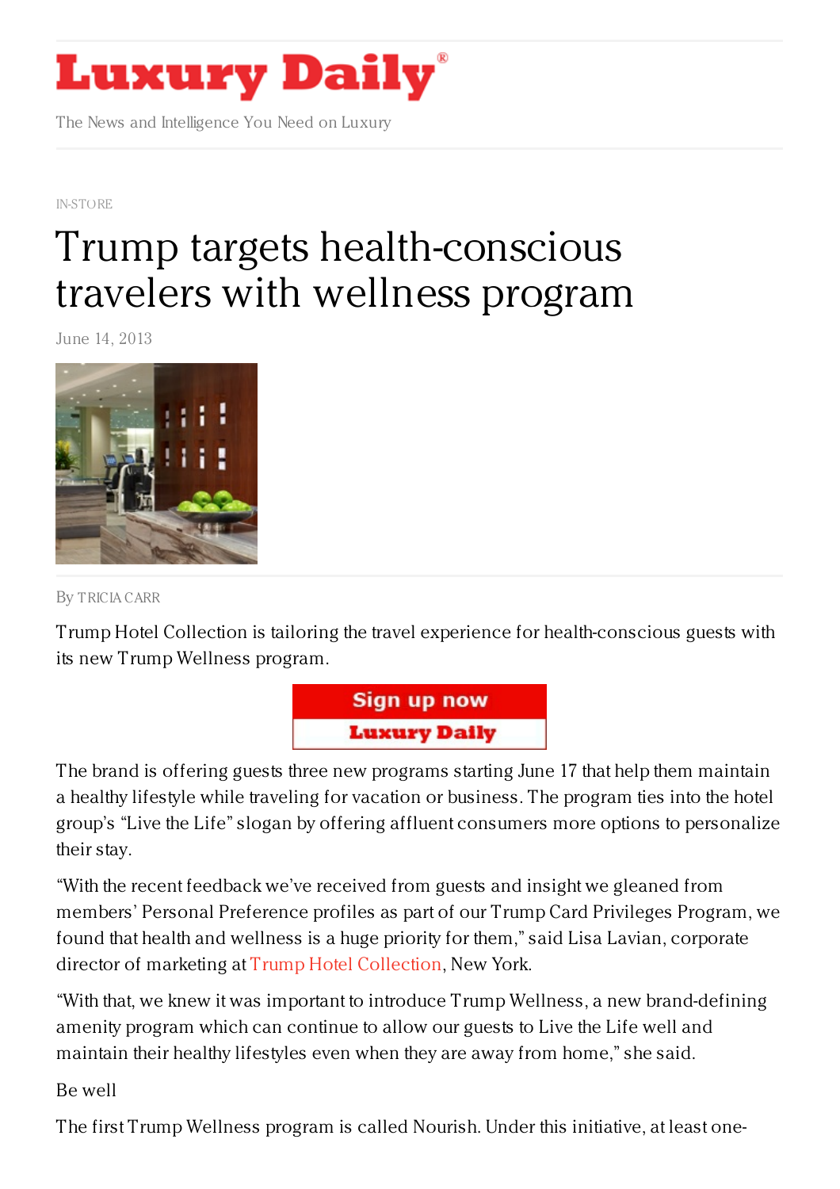# Luxury Daily

The News and Intelligence You Need on Luxury

IN-STORE

# Trump targets health-conscious travelers with wellness program

June 14, 2013

By TRICIA CARR

Trump Hotel Collection is tailoring the travel experience for health-conscious guests with its new Trump Wellness program.

The brand is offering guests three new programs starting June 17 that help them maintain a healthy lifestyle while traveling for vacation or business. The program ties into the hotel group's "Live the Life" slogan by offering affluent consumers more options to personalize their stay.

"With the recent feedback we've received from guests and insight we gleaned from members' Personal Preference profiles as part of our Trump Card Privileges Program, we found that health and wellness is a huge priority for them," said Lisa Lavian, corporate director of marketing at Trump Hotel Collection, New York.

"With that, we knew it was important to introduce Trump Wellness, a new brand-defining amenity program which can continue to allow our guests to Live the Life well and maintain their healthy lifestyles even when they are away from home," she said.

## Be well

The first Trump Wellness program is called Nourish. Under this initiative, at least one-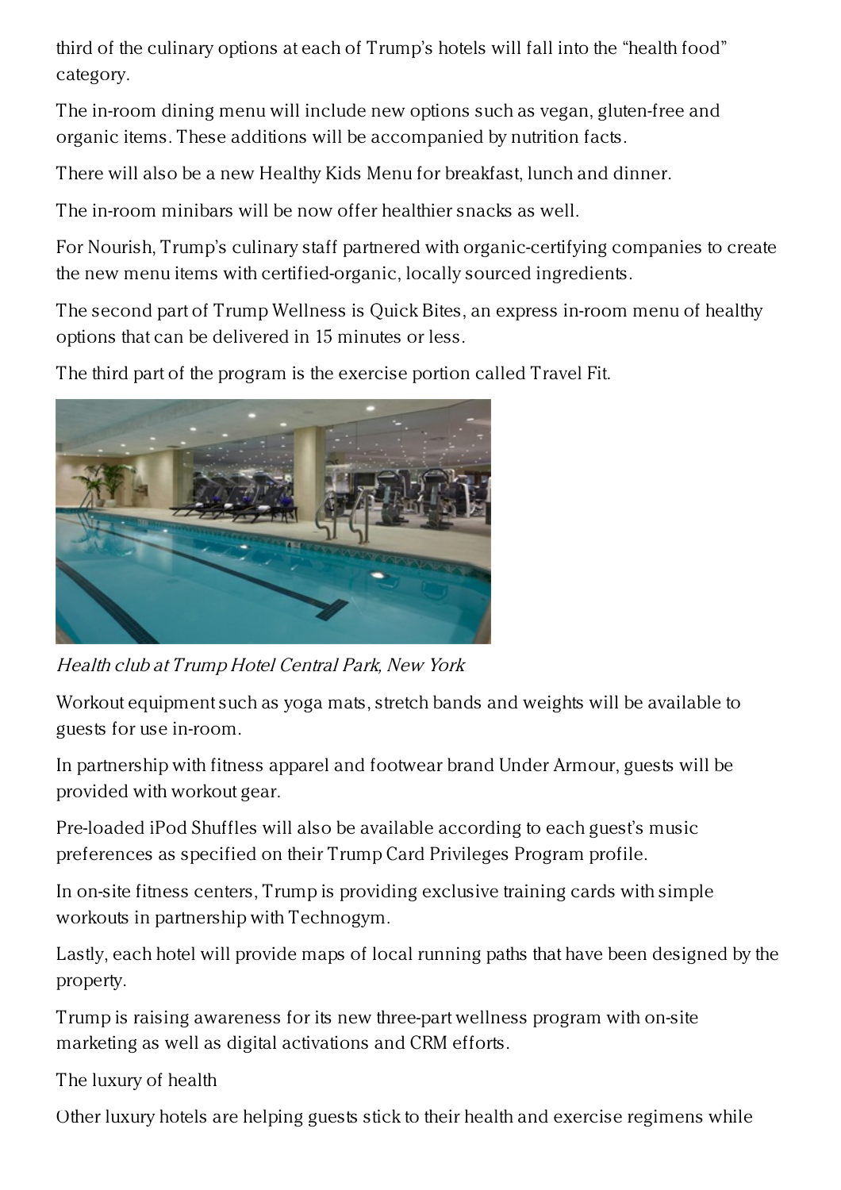third of the culinary options at each of Trump's hotels will fall into the "health food" category.

The in-room dining menu will include new options such as vegan, gluten-free and organic items. These additions will be accompanied by nutrition facts.

There will also be a new Healthy Kids Menu for breakfast, lunch and dinner.

The in-room minibars will be now offer healthier snacks as well.

For Nourish, Trump's culinary staff partnered with organic-certifying companies to create the new menu items with certified-organic, locally sourced ingredients.

The second part of Trump Wellness is Quick Bites, an express in-room menu of healthy options that can be delivered in 15 minutes or less.

The third part of the program is the exercise portion called Travel Fit.

*Health club at Trump Hotel Central Park, New York*

Workout equipment such as yoga mats, stretch bands and weights will be available to guests for use in-room.

In partnership with fitness apparel and footwear brand Under Armour, guests will be provided with workout gear.

Pre-loaded iPod Shuffles will also be available according to each guest's music preferences as specified on their Trump Card Privileges Program profile.

In on-site fitness centers, Trump is providing exclusive training cards with simple workouts in partnership with Technogym.

Lastly, each hotel will provide maps of local running paths that have been designed by the property.

Trump is raising awareness for its new three-part wellness program with on-site marketing as well as digital activations and CRM efforts.

The luxury of health

Other luxury hotels are helping guests stick to their health and exercise regimens while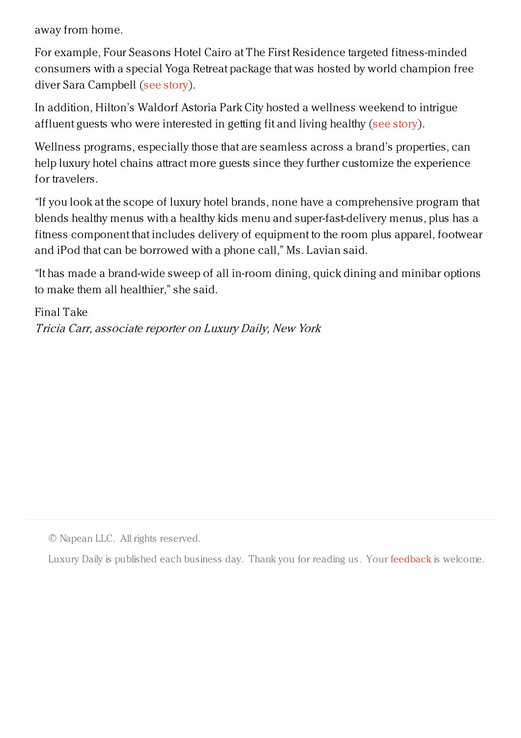away from home.

For example, Four Seasons Hotel Cairo at The First Residence targeted fitness-minded consumers with a special Yoga Retreat package that was hosted by world champion free diver Sara Campbell (see story).

In addition, Hilton's Waldorf Astoria Park City hosted a wellness weekend to intrigue affluent guests who were interested in getting fit and living healthy (see story).

Wellness programs, especially those that are seamless across a brand's properties, can help luxury hotel chains attract more guests since they further customize the experience for travelers.

"If you look at the scope of luxury hotel brands, none have a comprehensive program that blends healthy menus with a healthy kids menu and super-fast-delivery menus, plus has a fitness component that includes delivery of equipment to the room plus apparel, footwear and iPod that can be borrowed with a phone call," Ms. Lavian said.

"It has made a brand-wide sweep of all in-room dining, quick dining and minibar options to make them all healthier," she said.

Final Take
*Tricia Carr, associate reporter on Luxury Daily, New York*

© Napean LLC. All rights reserved.

Luxury Daily is published each business day. Thank you for reading us. Your feedback is welcome.